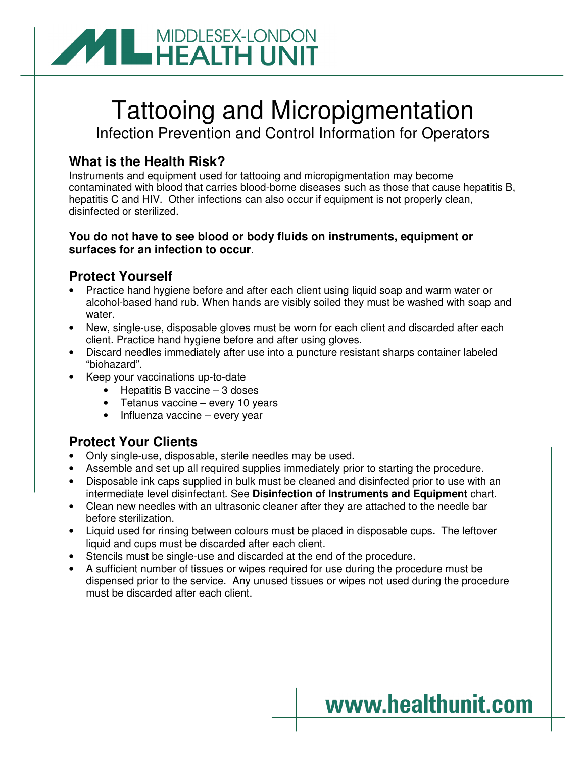MIDDLESEX-LONDON HEALTH UNIT

# Tattooing and Micropigmentation

## Infection Prevention and Control Information for Operators

### What is the Health Risk?

Instruments and equipment used for tattooing and micropigmentation may become contaminated with blood that carries blood-borne diseases such as those that cause hepatitis B, hepatitis C and HIV. Other infections can also occur if equipment is not properly clean, disinfected or sterilized.

**You do not have to see blood or body fluids on instruments, equipment or surfaces for an infection to occur**.

### Protect Yourself

- Practice hand hygiene before and after each client using liquid soap and warm water or alcohol-based hand rub. When hands are visibly soiled they must be washed with soap and water.
- New, single-use, disposable gloves must be worn for each client and discarded after each client. Practice hand hygiene before and after using gloves.
- Discard needles immediately after use into a puncture resistant sharps container labeled “biohazard”.
- Keep your vaccinations up-to-date
    - Hepatitis B vaccine – 3 doses
    - Tetanus vaccine – every 10 years
    - Influenza vaccine – every year

### Protect Your Clients

- Only single-use, disposable, sterile needles may be used**.**
- Assemble and set up all required supplies immediately prior to starting the procedure.
- Disposable ink caps supplied in bulk must be cleaned and disinfected prior to use with an intermediate level disinfectant. See **Disinfection of Instruments and Equipment** chart.
- Clean new needles with an ultrasonic cleaner after they are attached to the needle bar before sterilization.
- Liquid used for rinsing between colours must be placed in disposable cups**.** The leftover liquid and cups must be discarded after each client.
- Stencils must be single-use and discarded at the end of the procedure.
- A sufficient number of tissues or wipes required for use during the procedure must be dispensed prior to the service. Any unused tissues or wipes not used during the procedure must be discarded after each client.

**www.healthunit.com**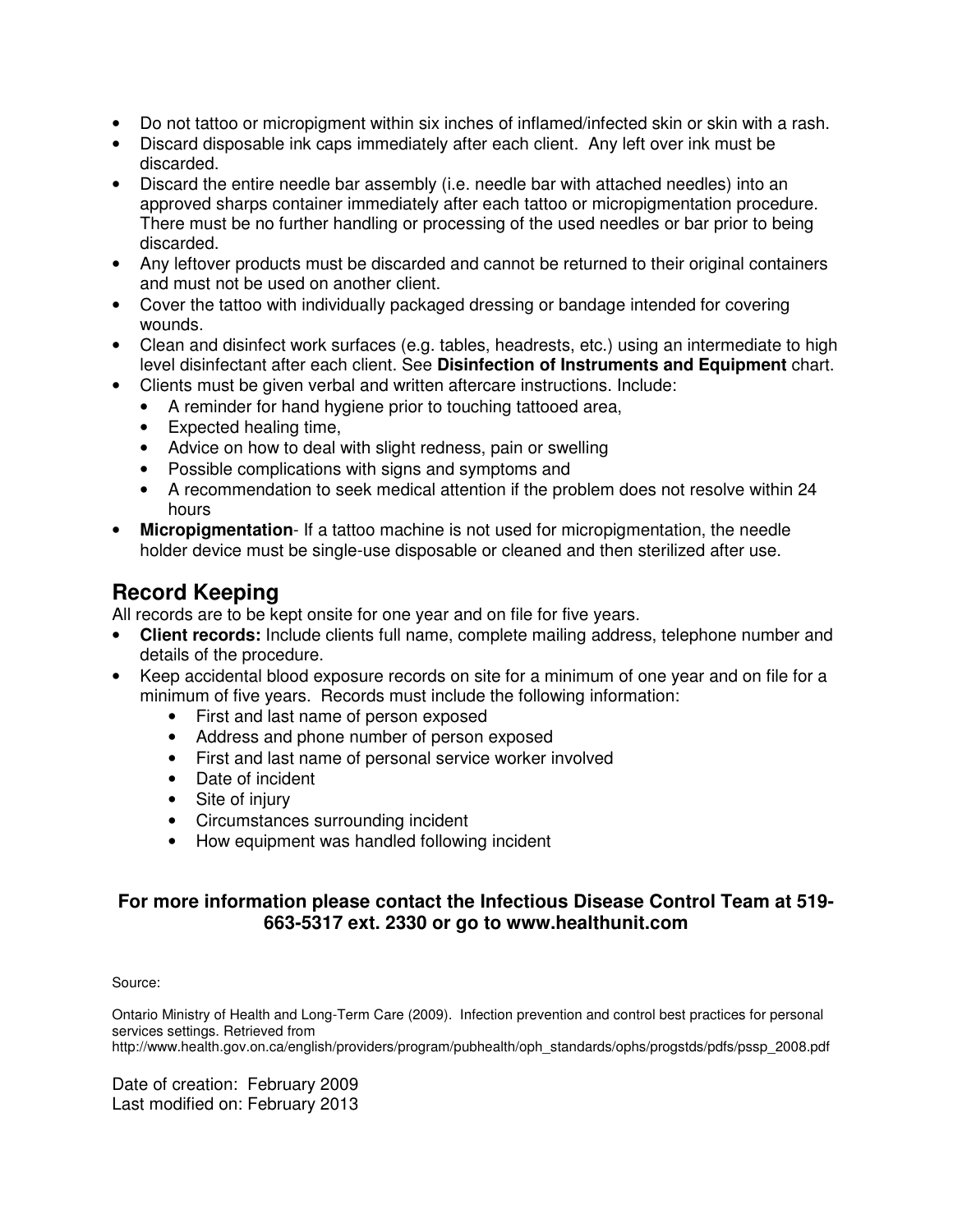- Do not tattoo or micropigment within six inches of inflamed/infected skin or skin with a rash.
- Discard disposable ink caps immediately after each client. Any left over ink must be discarded.
- Discard the entire needle bar assembly (i.e. needle bar with attached needles) into an approved sharps container immediately after each tattoo or micropigmentation procedure. There must be no further handling or processing of the used needles or bar prior to being discarded.
- Any leftover products must be discarded and cannot be returned to their original containers and must not be used on another client.
- Cover the tattoo with individually packaged dressing or bandage intended for covering wounds.
- Clean and disinfect work surfaces (e.g. tables, headrests, etc.) using an intermediate to high level disinfectant after each client. See **Disinfection of Instruments and Equipment** chart.
- Clients must be given verbal and written aftercare instructions. Include:
  - A reminder for hand hygiene prior to touching tattooed area,
  - Expected healing time,
  - Advice on how to deal with slight redness, pain or swelling
  - Possible complications with signs and symptoms and
  - A recommendation to seek medical attention if the problem does not resolve within 24 hours
- **Micropigmentation**- If a tattoo machine is not used for micropigmentation, the needle holder device must be single-use disposable or cleaned and then sterilized after use.

## Record Keeping

All records are to be kept onsite for one year and on file for five years.

- **Client records:** Include clients full name, complete mailing address, telephone number and details of the procedure.
- Keep accidental blood exposure records on site for a minimum of one year and on file for a minimum of five years. Records must include the following information:
  - First and last name of person exposed
  - Address and phone number of person exposed
  - First and last name of personal service worker involved
  - Date of incident
  - Site of injury
  - Circumstances surrounding incident
  - How equipment was handled following incident

**For more information please contact the Infectious Disease Control Team at 519-663-5317 ext. 2330 or go to www.healthunit.com**

Source:

Ontario Ministry of Health and Long-Term Care (2009). Infection prevention and control best practices for personal services settings. Retrieved from http://www.health.gov.on.ca/english/providers/program/pubhealth/oph_standards/ophs/progstds/pdfs/pssp_2008.pdf

Date of creation: February 2009
Last modified on: February 2013